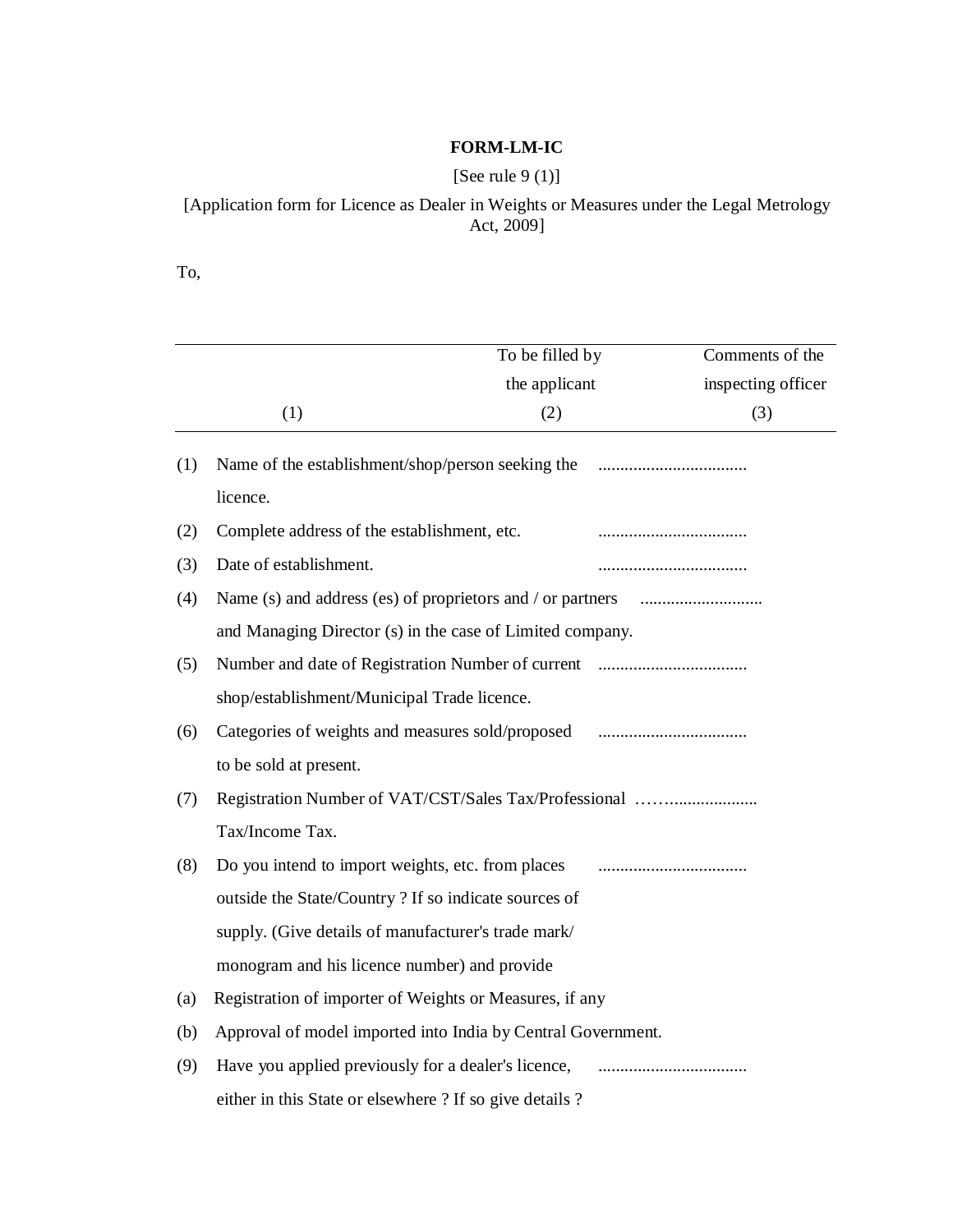**FORM-LM-IC**

[See rule 9 (1)]

[Application form for Licence as Dealer in Weights or Measures under the Legal Metrology Act, 2009]

To,

| (1) | To be filled by the applicant (2) | Comments of the inspecting officer (3) |
|---|---|---|
| (1) Name of the establishment/shop/person seeking the licence. | .................................. | |
| (2) Complete address of the establishment, etc. | .................................. | |
| (3) Date of establishment. | .................................. | |
| (4) Name (s) and address (es) of proprietors and / or partners and Managing Director (s) in the case of Limited company. | ............................ | |
| (5) Number and date of Registration Number of current shop/establishment/Municipal Trade licence. | .................................. | |
| (6) Categories of weights and measures sold/proposed to be sold at present. | .................................. | |
| (7) Registration Number of VAT/CST/Sales Tax/Professional Tax/Income Tax. | ……..................... | |
| (8) Do you intend to import weights, etc. from places outside the State/Country ? If so indicate sources of supply. (Give details of manufacturer's trade mark/ monogram and his licence number) and provide | .................................. | |
| (a) Registration of importer of Weights or Measures, if any | | |
| (b) Approval of model imported into India by Central Government. | | |
| (9) Have you applied previously for a dealer's licence, either in this State or elsewhere ? If so give details ? | .................................. | |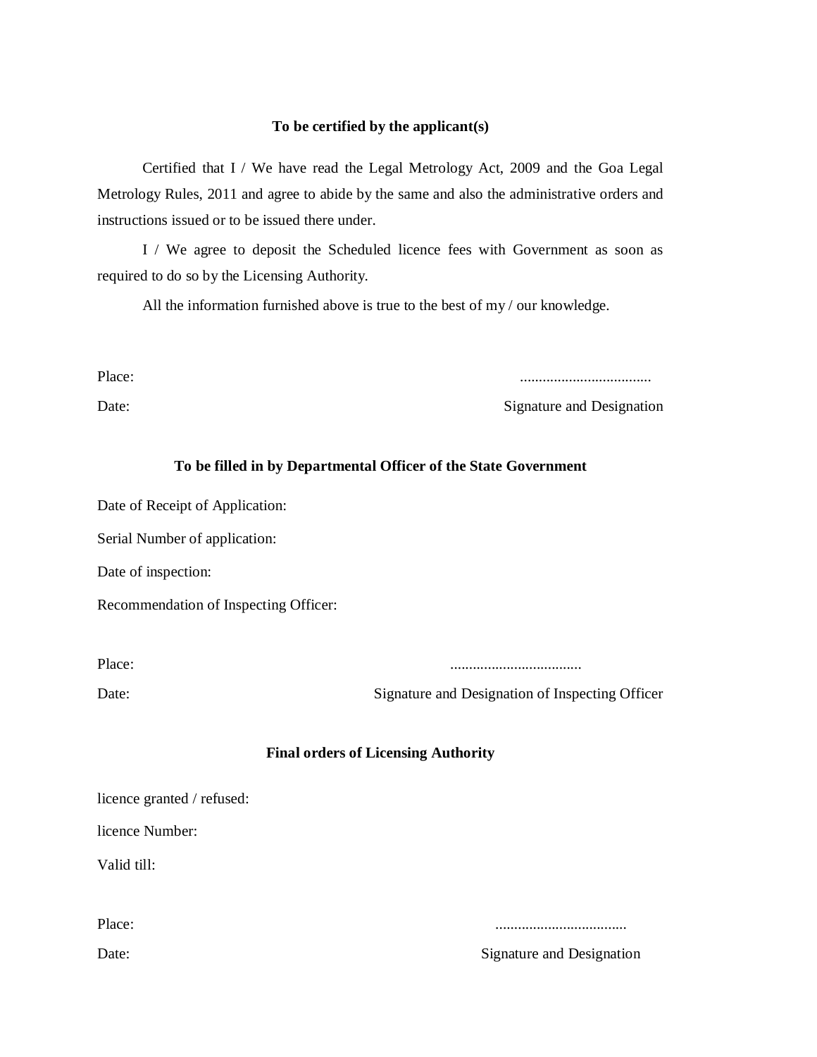### To be certified by the applicant(s)

Certified that I / We have read the Legal Metrology Act, 2009 and the Goa Legal Metrology Rules, 2011 and agree to abide by the same and also the administrative orders and instructions issued or to be issued there under.

I / We agree to deposit the Scheduled licence fees with Government as soon as required to do so by the Licensing Authority.

All the information furnished above is true to the best of my / our knowledge.

Place: ..................................

Date: Signature and Designation

### To be filled in by Departmental Officer of the State Government

Date of Receipt of Application:

Serial Number of application:

Date of inspection:

Recommendation of Inspecting Officer:

Place: ..................................

Date: Signature and Designation of Inspecting Officer

### Final orders of Licensing Authority

licence granted / refused:

licence Number:

Valid till:

Place: ..................................

Date: Signature and Designation